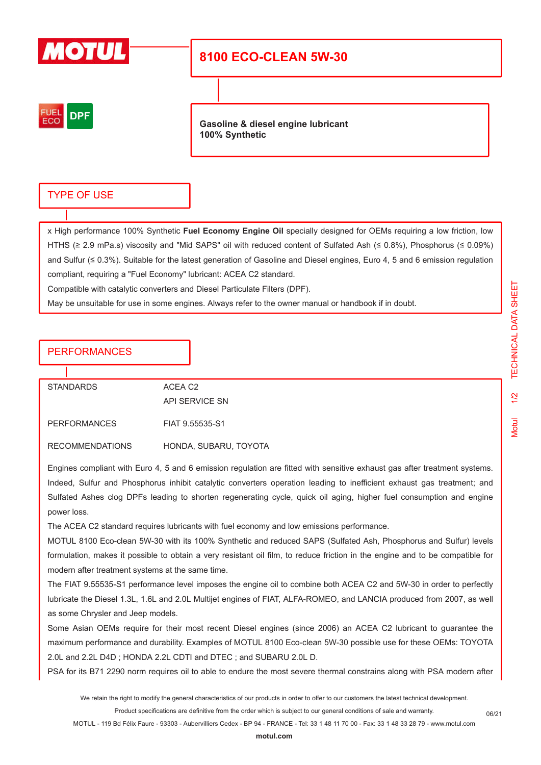# 8100 ECO-CLEAN 5W-30

FUEL ECO DPF

**Gasoline & diesel engine lubricant**
**100% Synthetic**

## TYPE OF USE

x High performance 100% Synthetic **Fuel Economy Engine Oil** specially designed for OEMs requiring a low friction, low HTHS (≥ 2.9 mPa.s) viscosity and "Mid SAPS" oil with reduced content of Sulfated Ash (≤ 0.8%), Phosphorus (≤ 0.09%) and Sulfur (≤ 0.3%). Suitable for the latest generation of Gasoline and Diesel engines, Euro 4, 5 and 6 emission regulation compliant, requiring a "Fuel Economy" lubricant: ACEA C2 standard.

Compatible with catalytic converters and Diesel Particulate Filters (DPF).

May be unsuitable for use in some engines. Always refer to the owner manual or handbook if in doubt.

## PERFORMANCES

| | |
|---|---|
| STANDARDS | ACEA C2<br>API SERVICE SN |
| PERFORMANCES | FIAT 9.55535-S1 |
| RECOMMENDATIONS | HONDA, SUBARU, TOYOTA |

Engines compliant with Euro 4, 5 and 6 emission regulation are fitted with sensitive exhaust gas after treatment systems. Indeed, Sulfur and Phosphorus inhibit catalytic converters operation leading to inefficient exhaust gas treatment; and Sulfated Ashes clog DPFs leading to shorten regenerating cycle, quick oil aging, higher fuel consumption and engine power loss.

The ACEA C2 standard requires lubricants with fuel economy and low emissions performance.

MOTUL 8100 Eco-clean 5W-30 with its 100% Synthetic and reduced SAPS (Sulfated Ash, Phosphorus and Sulfur) levels formulation, makes it possible to obtain a very resistant oil film, to reduce friction in the engine and to be compatible for modern after treatment systems at the same time.

The FIAT 9.55535-S1 performance level imposes the engine oil to combine both ACEA C2 and 5W-30 in order to perfectly lubricate the Diesel 1.3L, 1.6L and 2.0L Multijet engines of FIAT, ALFA-ROMEO, and LANCIA produced from 2007, as well as some Chrysler and Jeep models.

Some Asian OEMs require for their most recent Diesel engines (since 2006) an ACEA C2 lubricant to guarantee the maximum performance and durability. Examples of MOTUL 8100 Eco-clean 5W-30 possible use for these OEMs: TOYOTA 2.0L and 2.2L D4D ; HONDA 2.2L CDTI and DTEC ; and SUBARU 2.0L D.

PSA for its B71 2290 norm requires oil to able to endure the most severe thermal constrains along with PSA modern after

We retain the right to modify the general characteristics of our products in order to offer to our customers the latest technical development.
Product specifications are definitive from the order which is subject to our general conditions of sale and warranty.
MOTUL - 119 Bd Félix Faure - 93303 - Aubervilliers Cedex - BP 94 - FRANCE - Tel: 33 1 48 11 70 00 - Fax: 33 1 48 33 28 79 - www.motul.com
**motul.com**

06/21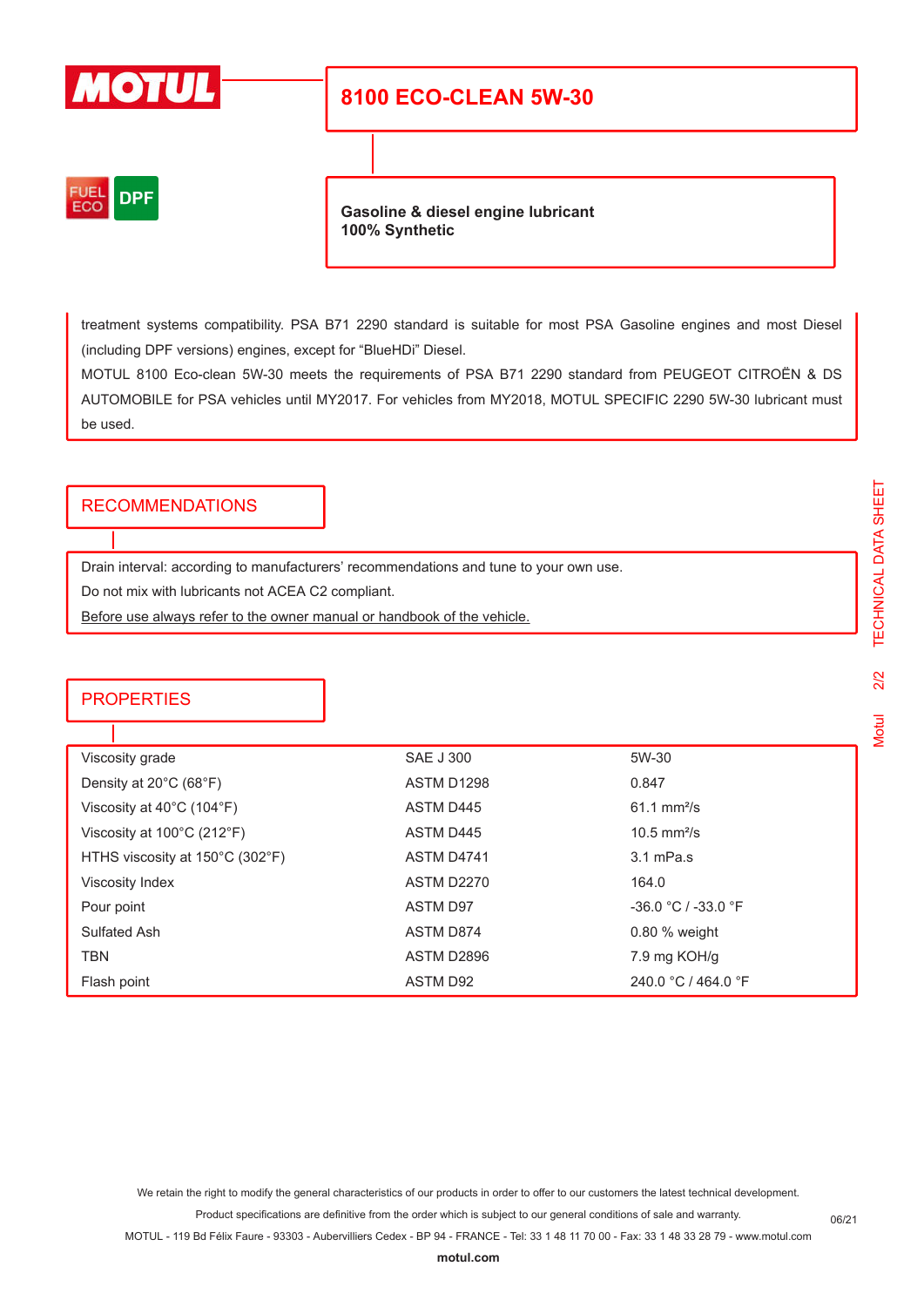# 8100 ECO-CLEAN 5W-30

FUEL ECO DPF

**Gasoline & diesel engine lubricant**
**100% Synthetic**

treatment systems compatibility. PSA B71 2290 standard is suitable for most PSA Gasoline engines and most Diesel (including DPF versions) engines, except for "BlueHDi" Diesel.
MOTUL 8100 Eco-clean 5W-30 meets the requirements of PSA B71 2290 standard from PEUGEOT CITROËN & DS AUTOMOBILE for PSA vehicles until MY2017. For vehicles from MY2018, MOTUL SPECIFIC 2290 5W-30 lubricant must be used.

## RECOMMENDATIONS

Drain interval: according to manufacturers' recommendations and tune to your own use.
Do not mix with lubricants not ACEA C2 compliant.
Before use always refer to the owner manual or handbook of the vehicle.

## PROPERTIES

| | | |
|---|---|---|
| Viscosity grade | SAE J 300 | 5W-30 |
| Density at 20°C (68°F) | ASTM D1298 | 0.847 |
| Viscosity at 40°C (104°F) | ASTM D445 | 61.1 mm²/s |
| Viscosity at 100°C (212°F) | ASTM D445 | 10.5 mm²/s |
| HTHS viscosity at 150°C (302°F) | ASTM D4741 | 3.1 mPa.s |
| Viscosity Index | ASTM D2270 | 164.0 |
| Pour point | ASTM D97 | -36.0 °C / -33.0 °F |
| Sulfated Ash | ASTM D874 | 0.80 % weight |
| TBN | ASTM D2896 | 7.9 mg KOH/g |
| Flash point | ASTM D92 | 240.0 °C / 464.0 °F |

We retain the right to modify the general characteristics of our products in order to offer to our customers the latest technical development.
Product specifications are definitive from the order which is subject to our general conditions of sale and warranty.
MOTUL - 119 Bd Félix Faure - 93303 - Aubervilliers Cedex - BP 94 - FRANCE - Tel: 33 1 48 11 70 00 - Fax: 33 1 48 33 28 79 - www.motul.com
**motul.com**